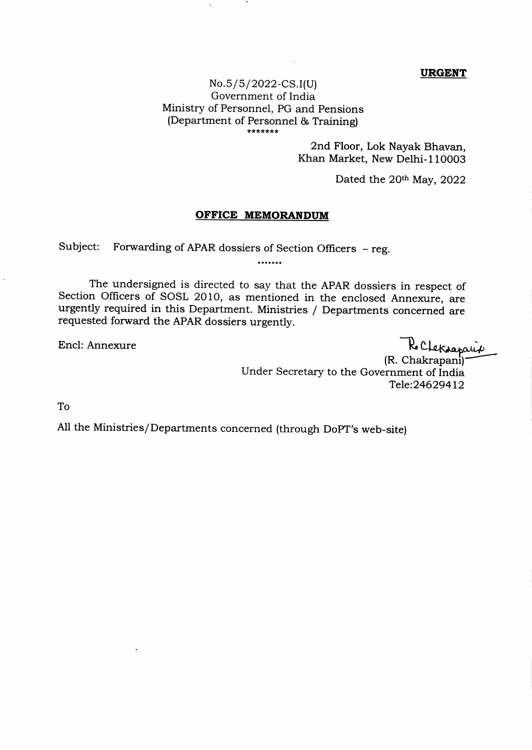**URGENT**

No.5/5/2022-CS.I(U)
Government of India
Ministry of Personnel, PG and Pensions
(Department of Personnel & Training)

*******

2nd Floor, Lok Nayak Bhavan,
Khan Market, New Delhi-110003

Dated the 20th May, 2022

## OFFICE MEMORANDUM

Subject: Forwarding of APAR dossiers of Section Officers – reg.

.......

The undersigned is directed to say that the APAR dossiers in respect of Section Officers of SOSL 2010, as mentioned in the enclosed Annexure, are urgently required in this Department. Ministries / Departments concerned are requested forward the APAR dossiers urgently.

Encl: Annexure

(R. Chakrapani)
Under Secretary to the Government of India
Tele:24629412

To

All the Ministries/Departments concerned (through DoPT's web-site)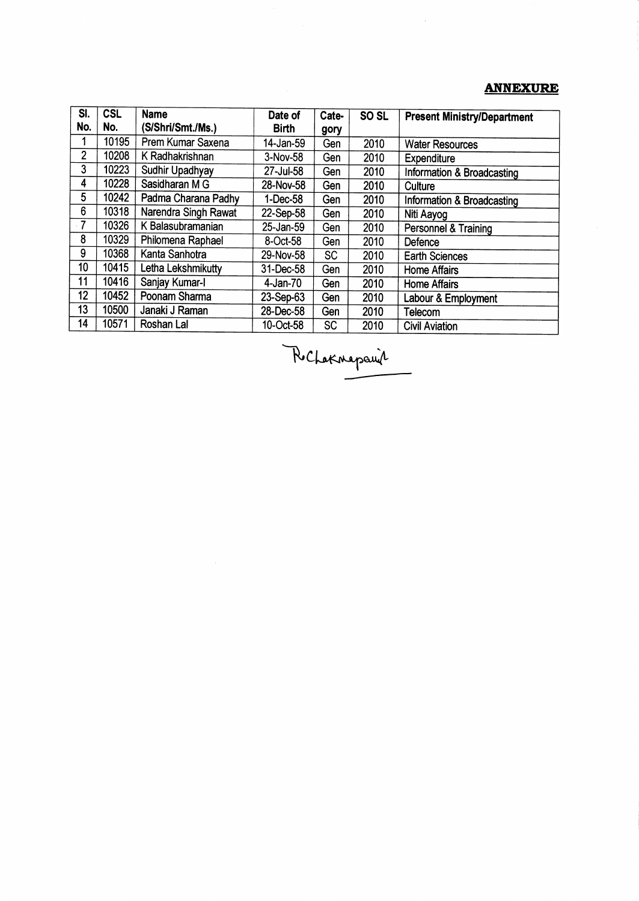**ANNEXURE**

| Sl. No. | CSL No. | Name (S/Shri/Smt./Ms.) | Date of Birth | Cate-gory | SO SL | Present Ministry/Department |
|---|---|---|---|---|---|---|
| 1 | 10195 | Prem Kumar Saxena | 14-Jan-59 | Gen | 2010 | Water Resources |
| 2 | 10208 | K Radhakrishnan | 3-Nov-58 | Gen | 2010 | Expenditure |
| 3 | 10223 | Sudhir Upadhyay | 27-Jul-58 | Gen | 2010 | Information & Broadcasting |
| 4 | 10228 | Sasidharan M G | 28-Nov-58 | Gen | 2010 | Culture |
| 5 | 10242 | Padma Charana Padhy | 1-Dec-58 | Gen | 2010 | Information & Broadcasting |
| 6 | 10318 | Narendra Singh Rawat | 22-Sep-58 | Gen | 2010 | Niti Aayog |
| 7 | 10326 | K Balasubramanian | 25-Jan-59 | Gen | 2010 | Personnel & Training |
| 8 | 10329 | Philomena Raphael | 8-Oct-58 | Gen | 2010 | Defence |
| 9 | 10368 | Kanta Sanhotra | 29-Nov-58 | SC | 2010 | Earth Sciences |
| 10 | 10415 | Letha Lekshmikutty | 31-Dec-58 | Gen | 2010 | Home Affairs |
| 11 | 10416 | Sanjay Kumar-I | 4-Jan-70 | Gen | 2010 | Home Affairs |
| 12 | 10452 | Poonam Sharma | 23-Sep-63 | Gen | 2010 | Labour & Employment |
| 13 | 10500 | Janaki J Raman | 28-Dec-58 | Gen | 2010 | Telecom |
| 14 | 10571 | Roshan Lal | 10-Oct-58 | SC | 2010 | Civil Aviation |

R Chakrapani